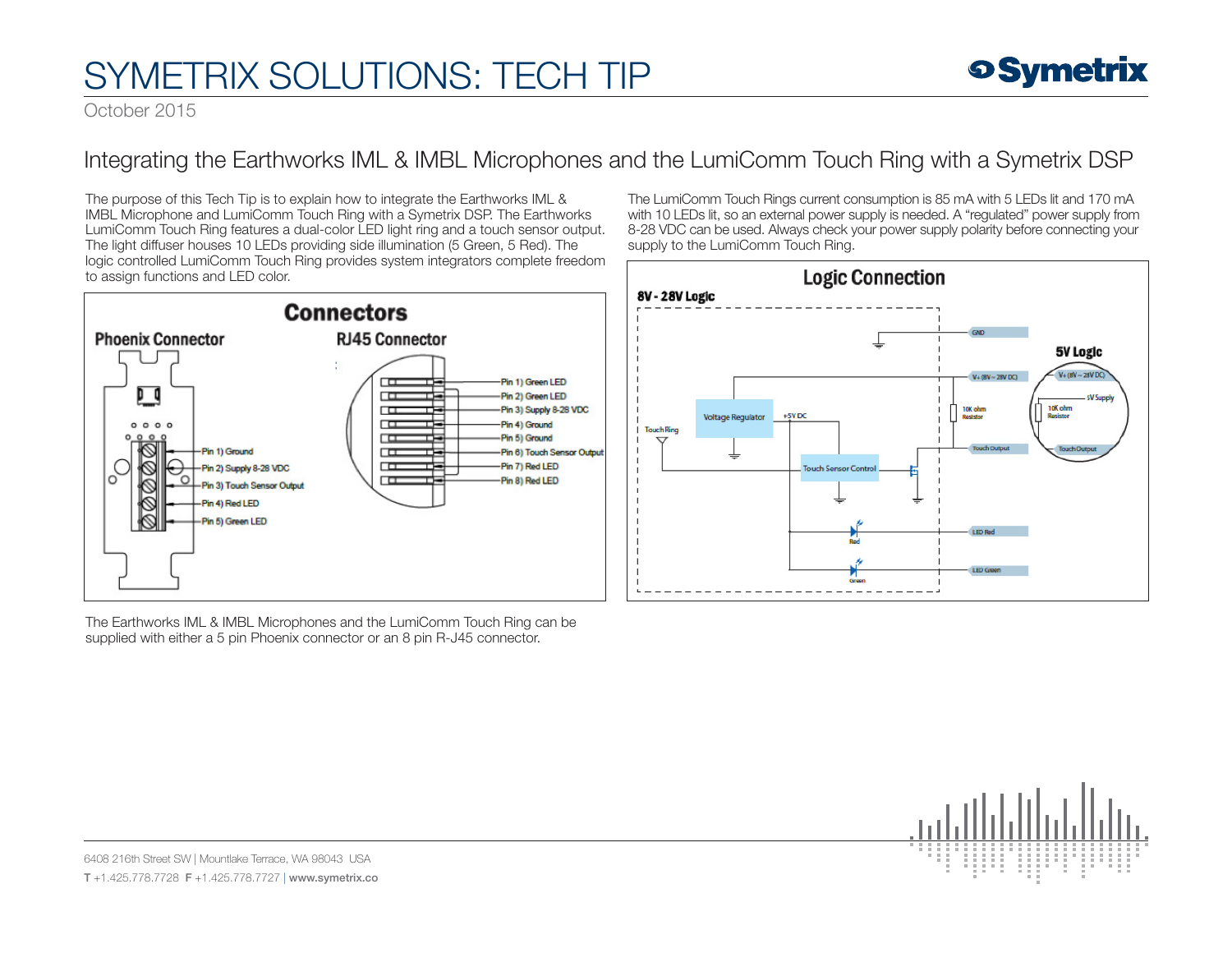# SYMETRIX SOLUTIONS: TECH TIP

October 2015

## Integrating the Earthworks IML & IMBL Microphones and the LumiComm Touch Ring with a Symetrix DSP

The purpose of this Tech Tip is to explain how to integrate the Earthworks IML & IMBL Microphone and LumiComm Touch Ring with a Symetrix DSP. The Earthworks LumiComm Touch Ring features a dual-color LED light ring and a touch sensor output. The light diffuser houses 10 LEDs providing side illumination (5 Green, 5 Red). The logic controlled LumiComm Touch Ring provides system integrators complete freedom to assign functions and LED color.

### Connectors

**Phoenix Connector**

- Pin 1) Ground
- Pin 2) Supply 8-28 VDC
- Pin 3) Touch Sensor Output
- Pin 4) Red LED
- Pin 5) Green LED

**RJ45 Connector**

- Pin 1) Green LED
- Pin 2) Green LED
- Pin 3) Supply 8-28 VDC
- Pin 4) Ground
- Pin 5) Ground
- Pin 6) Touch Sensor Output
- Pin 7) Red LED
- Pin 8) Red LED

The Earthworks IML & IMBL Microphones and the LumiComm Touch Ring can be supplied with either a 5 pin Phoenix connector or an 8 pin R-J45 connector.

The LumiComm Touch Rings current consumption is 85 mA with 5 LEDs lit and 170 mA with 10 LEDs lit, so an external power supply is needed. A "regulated" power supply from 8-28 VDC can be used. Always check your power supply polarity before connecting your supply to the LumiComm Touch Ring.

### Logic Connection

**8V - 28V Logic**

- GND
- V+ (8V ~ 28V DC)
- Voltage Regulator
- +5V DC
- Touch Ring
- Touch Sensor Control
- 10K ohm Resistor
- Touch Output
- LED Red (Red)
- LED Green (Green)

**5V Logic**

- V+ (8V ~ 28V DC)
- 5V Supply
- 10K ohm Resistor
- Touch Output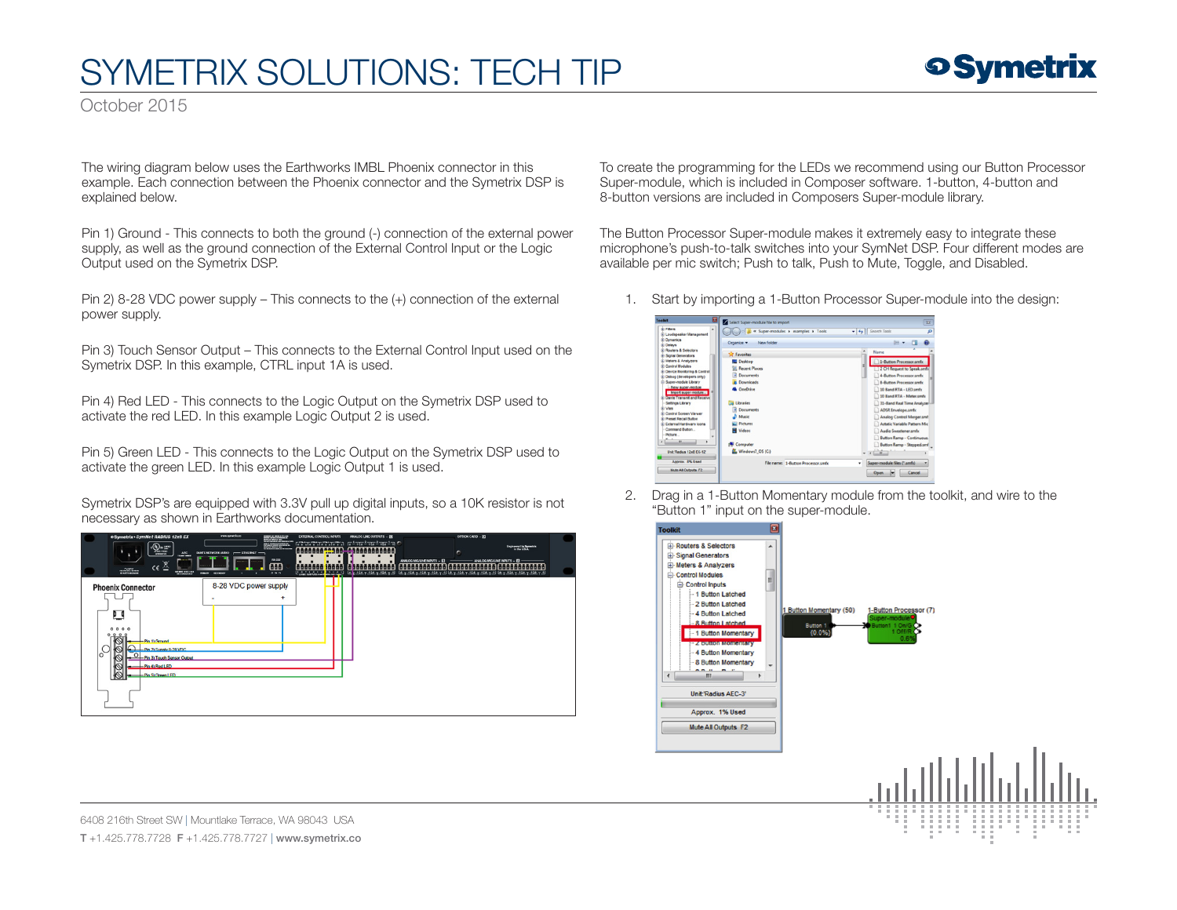# SYMETRIX SOLUTIONS: TECH TIP

October 2015

The wiring diagram below uses the Earthworks IMBL Phoenix connector in this example. Each connection between the Phoenix connector and the Symetrix DSP is explained below.

Pin 1) Ground - This connects to both the ground (-) connection of the external power supply, as well as the ground connection of the External Control Input or the Logic Output used on the Symetrix DSP.

Pin 2) 8-28 VDC power supply – This connects to the (+) connection of the external power supply.

Pin 3) Touch Sensor Output – This connects to the External Control Input used on the Symetrix DSP. In this example, CTRL input 1A is used.

Pin 4) Red LED - This connects to the Logic Output on the Symetrix DSP used to activate the red LED. In this example Logic Output 2 is used.

Pin 5) Green LED - This connects to the Logic Output on the Symetrix DSP used to activate the green LED. In this example Logic Output 1 is used.

Symetrix DSP's are equipped with 3.3V pull up digital inputs, so a 10K resistor is not necessary as shown in Earthworks documentation.

To create the programming for the LEDs we recommend using our Button Processor Super-module, which is included in Composer software. 1-button, 4-button and 8-button versions are included in Composers Super-module library.

The Button Processor Super-module makes it extremely easy to integrate these microphone's push-to-talk switches into your SymNet DSP. Four different modes are available per mic switch; Push to talk, Push to Mute, Toggle, and Disabled.

1. Start by importing a 1-Button Processor Super-module into the design:

2. Drag in a 1-Button Momentary module from the toolkit, and wire to the "Button 1" input on the super-module.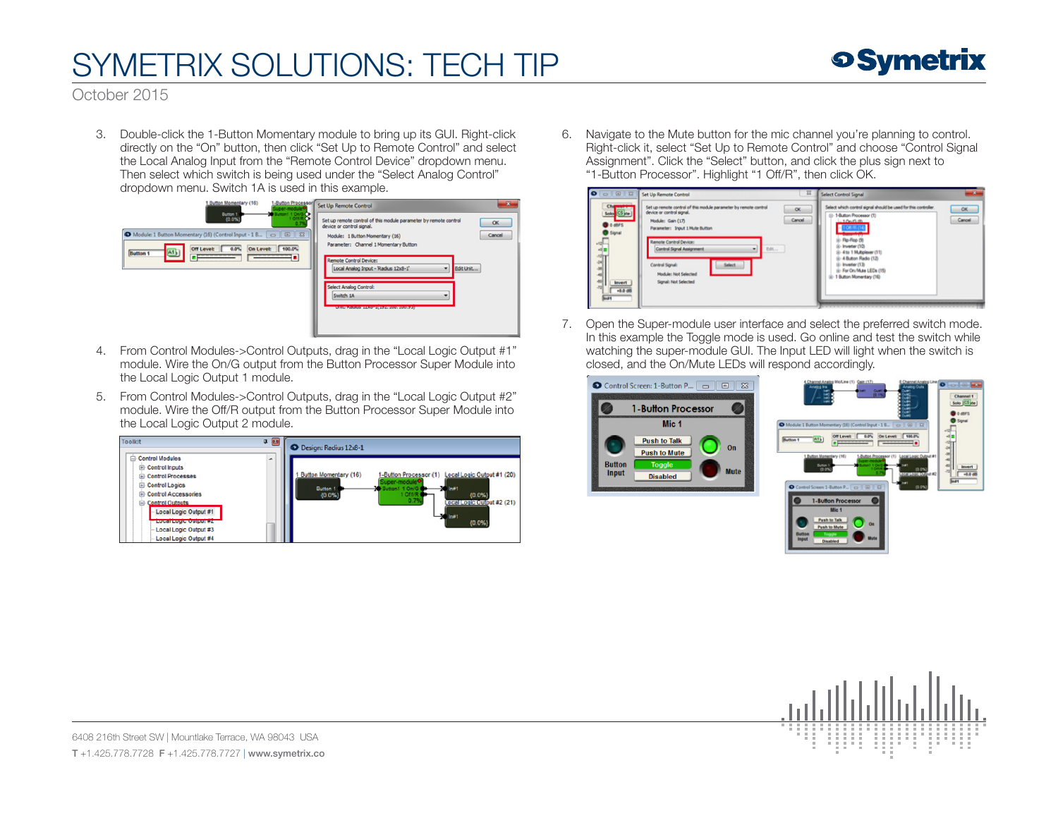3. Double-click the 1-Button Momentary module to bring up its GUI. Right-click directly on the "On" button, then click "Set Up to Remote Control" and select the Local Analog Input from the "Remote Control Device" dropdown menu. Then select which switch is being used under the "Select Analog Control" dropdown menu. Switch 1A is used in this example.

4. From Control Modules->Control Outputs, drag in the "Local Logic Output #1" module. Wire the On/G output from the Button Processor Super Module into the Local Logic Output 1 module.

5. From Control Modules->Control Outputs, drag in the "Local Logic Output #2" module. Wire the Off/R output from the Button Processor Super Module into the Local Logic Output 2 module.

6. Navigate to the Mute button for the mic channel you're planning to control. Right-click it, select "Set Up to Remote Control" and choose "Control Signal Assignment". Click the "Select" button, and click the plus sign next to "1-Button Processor". Highlight "1 Off/R", then click OK.

7. Open the Super-module user interface and select the preferred switch mode. In this example the Toggle mode is used. Go online and test the switch while watching the super-module GUI. The Input LED will light when the switch is closed, and the On/Mute LEDs will respond accordingly.

6408 216th Street SW | Mountlake Terrace, WA 98043 USA
T +1.425.778.7728 F +1.425.778.7727 | www.symetrix.co